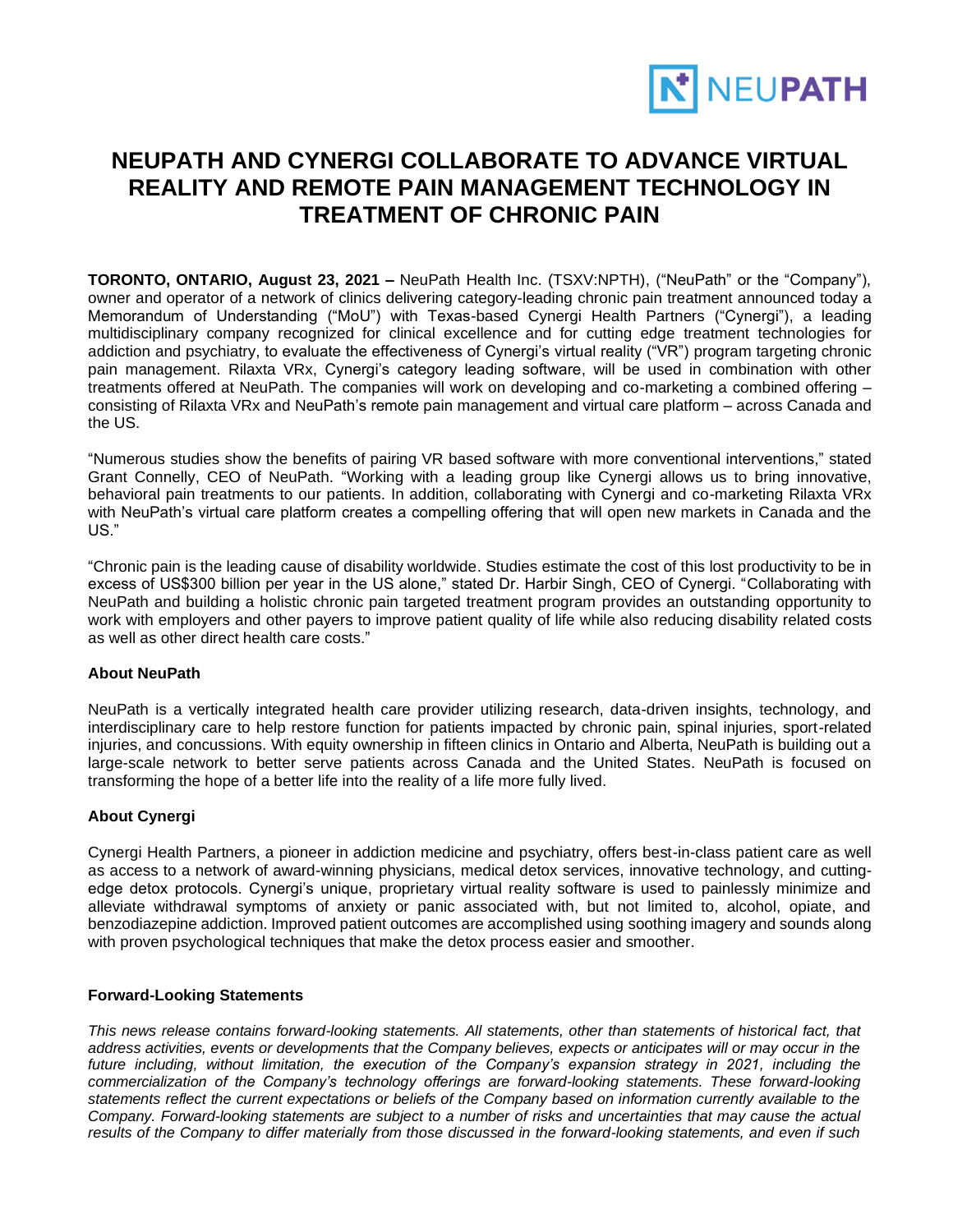# NEUPATH AND CYNERGI COLLABORATE TO ADVANCE VIRTUAL REALITY AND REMOTE PAIN MANAGEMENT TECHNOLOGY IN TREATMENT OF CHRONIC PAIN

**TORONTO, ONTARIO, August 23, 2021 –** NeuPath Health Inc. (TSXV:NPTH), ("NeuPath" or the "Company"), owner and operator of a network of clinics delivering category-leading chronic pain treatment announced today a Memorandum of Understanding ("MoU") with Texas-based Cynergi Health Partners ("Cynergi"), a leading multidisciplinary company recognized for clinical excellence and for cutting edge treatment technologies for addiction and psychiatry, to evaluate the effectiveness of Cynergi's virtual reality ("VR") program targeting chronic pain management. Rilaxta VRx, Cynergi's category leading software, will be used in combination with other treatments offered at NeuPath. The companies will work on developing and co-marketing a combined offering – consisting of Rilaxta VRx and NeuPath's remote pain management and virtual care platform – across Canada and the US.

"Numerous studies show the benefits of pairing VR based software with more conventional interventions," stated Grant Connelly, CEO of NeuPath. "Working with a leading group like Cynergi allows us to bring innovative, behavioral pain treatments to our patients. In addition, collaborating with Cynergi and co-marketing Rilaxta VRx with NeuPath's virtual care platform creates a compelling offering that will open new markets in Canada and the US."

"Chronic pain is the leading cause of disability worldwide. Studies estimate the cost of this lost productivity to be in excess of US$300 billion per year in the US alone," stated Dr. Harbir Singh, CEO of Cynergi. "Collaborating with NeuPath and building a holistic chronic pain targeted treatment program provides an outstanding opportunity to work with employers and other payers to improve patient quality of life while also reducing disability related costs as well as other direct health care costs."

**About NeuPath**

NeuPath is a vertically integrated health care provider utilizing research, data-driven insights, technology, and interdisciplinary care to help restore function for patients impacted by chronic pain, spinal injuries, sport-related injuries, and concussions. With equity ownership in fifteen clinics in Ontario and Alberta, NeuPath is building out a large-scale network to better serve patients across Canada and the United States. NeuPath is focused on transforming the hope of a better life into the reality of a life more fully lived.

**About Cynergi**

Cynergi Health Partners, a pioneer in addiction medicine and psychiatry, offers best-in-class patient care as well as access to a network of award-winning physicians, medical detox services, innovative technology, and cutting-edge detox protocols. Cynergi's unique, proprietary virtual reality software is used to painlessly minimize and alleviate withdrawal symptoms of anxiety or panic associated with, but not limited to, alcohol, opiate, and benzodiazepine addiction. Improved patient outcomes are accomplished using soothing imagery and sounds along with proven psychological techniques that make the detox process easier and smoother.

**Forward-Looking Statements**

*This news release contains forward-looking statements. All statements, other than statements of historical fact, that address activities, events or developments that the Company believes, expects or anticipates will or may occur in the future including, without limitation, the execution of the Company's expansion strategy in 2021, including the commercialization of the Company's technology offerings are forward-looking statements. These forward-looking statements reflect the current expectations or beliefs of the Company based on information currently available to the Company. Forward-looking statements are subject to a number of risks and uncertainties that may cause the actual results of the Company to differ materially from those discussed in the forward-looking statements, and even if such*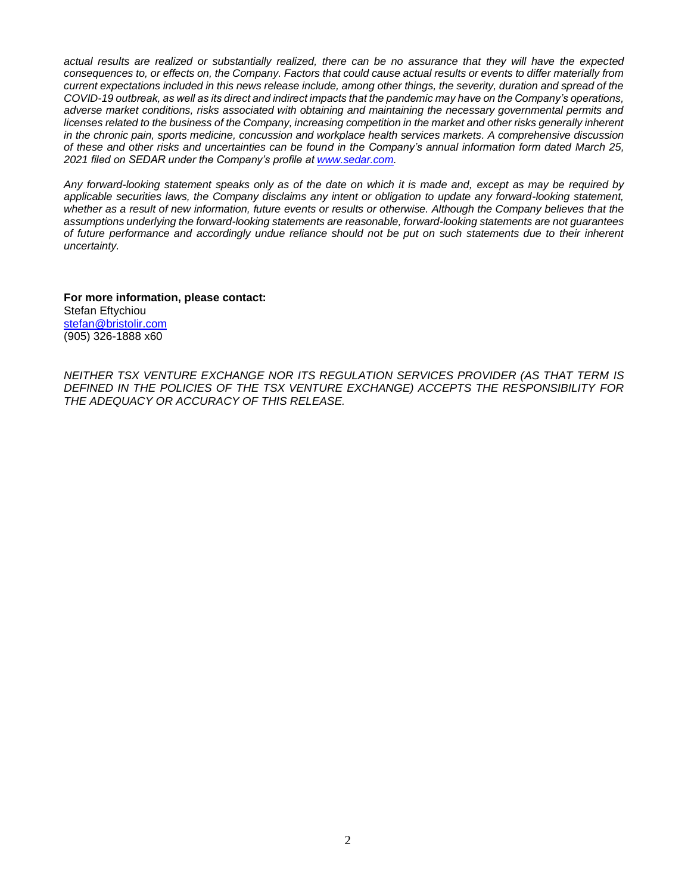*actual results are realized or substantially realized, there can be no assurance that they will have the expected consequences to, or effects on, the Company. Factors that could cause actual results or events to differ materially from current expectations included in this news release include, among other things, the severity, duration and spread of the COVID-19 outbreak, as well as its direct and indirect impacts that the pandemic may have on the Company's operations, adverse market conditions, risks associated with obtaining and maintaining the necessary governmental permits and licenses related to the business of the Company, increasing competition in the market and other risks generally inherent in the chronic pain, sports medicine, concussion and workplace health services markets. A comprehensive discussion of these and other risks and uncertainties can be found in the Company's annual information form dated March 25, 2021 filed on SEDAR under the Company's profile at [www.sedar.com](http://www.sedar.com).*

*Any forward-looking statement speaks only as of the date on which it is made and, except as may be required by applicable securities laws, the Company disclaims any intent or obligation to update any forward-looking statement, whether as a result of new information, future events or results or otherwise. Although the Company believes that the assumptions underlying the forward-looking statements are reasonable, forward-looking statements are not guarantees of future performance and accordingly undue reliance should not be put on such statements due to their inherent uncertainty.*

**For more information, please contact:**
Stefan Eftychiou
[stefan@bristolir.com](mailto:stefan@bristolir.com)
(905) 326-1888 x60

*NEITHER TSX VENTURE EXCHANGE NOR ITS REGULATION SERVICES PROVIDER (AS THAT TERM IS DEFINED IN THE POLICIES OF THE TSX VENTURE EXCHANGE) ACCEPTS THE RESPONSIBILITY FOR THE ADEQUACY OR ACCURACY OF THIS RELEASE.*